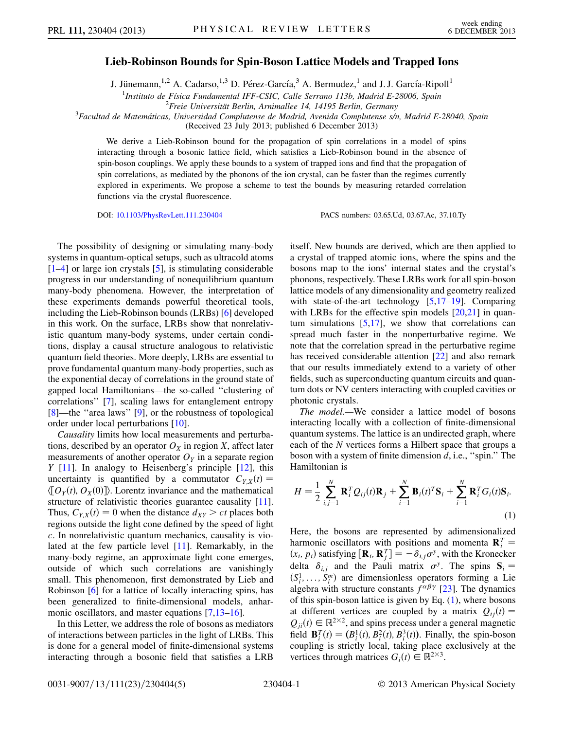# Lieb-Robinson Bounds for Spin-Boson Lattice Models and Trapped Ions

J. Jünemann,[1,2] A. Cadarso,[1,3] D. Pérez-García,[3] A. Bermudez,[1] and J. J. García-Ripoll[1]

[1]Instituto de Física Fundamental IFF-CSIC, Calle Serrano 113b, Madrid E-28006, Spain
[2]Freie Universität Berlin, Arnimallee 14, 14195 Berlin, Germany
[3]Facultad de Matemáticas, Universidad Complutense de Madrid, Avenida Complutense s/n, Madrid E-28040, Spain

(Received 23 July 2013; published 6 December 2013)

We derive a Lieb-Robinson bound for the propagation of spin correlations in a model of spins interacting through a bosonic lattice field, which satisfies a Lieb-Robinson bound in the absence of spin-boson couplings. We apply these bounds to a system of trapped ions and find that the propagation of spin correlations, as mediated by the phonons of the ion crystal, can be faster than the regimes currently explored in experiments. We propose a scheme to test the bounds by measuring retarded correlation functions via the crystal fluorescence.

DOI: 10.1103/PhysRevLett.111.230404 PACS numbers: 03.65.Ud, 03.67.Ac, 37.10.Ty

The possibility of designing or simulating many-body systems in quantum-optical setups, such as ultracold atoms [1–4] or large ion crystals [5], is stimulating considerable progress in our understanding of nonequilibrium quantum many-body phenomena. However, the interpretation of these experiments demands powerful theoretical tools, including the Lieb-Robinson bounds (LRBs) [6] developed in this work. On the surface, LRBs show that nonrelativistic quantum many-body systems, under certain conditions, display a causal structure analogous to relativistic quantum field theories. More deeply, LRBs are essential to prove fundamental quantum many-body properties, such as the exponential decay of correlations in the ground state of gapped local Hamiltonians—the so-called "clustering of correlations" [7], scaling laws for entanglement entropy [8]—the "area laws" [9], or the robustness of topological order under local perturbations [10].

*Causality* limits how local measurements and perturbations, described by an operator $O_X$ in region $X$, affect later measurements of another operator $O_Y$ in a separate region $Y$ [11]. In analogy to Heisenberg's principle [12], this uncertainty is quantified by a commutator $C_{Y,X}(t) = \langle [O_Y(t), O_X(0)] \rangle$. Lorentz invariance and the mathematical structure of relativistic theories guarantee causality [11]. Thus, $C_{Y,X}(t) = 0$ when the distance $d_{XY} > ct$ places both regions outside the light cone defined by the speed of light $c$. In nonrelativistic quantum mechanics, causality is violated at the few particle level [11]. Remarkably, in the many-body regime, an approximate light cone emerges, outside of which such correlations are vanishingly small. This phenomenon, first demonstrated by Lieb and Robinson [6] for a lattice of locally interacting spins, has been generalized to finite-dimensional models, anharmonic oscillators, and master equations [7,13–16].

In this Letter, we address the role of bosons as mediators of interactions between particles in the light of LRBs. This is done for a general model of finite-dimensional systems interacting through a bosonic field that satisfies a LRB itself. New bounds are derived, which are then applied to a crystal of trapped atomic ions, where the spins and the bosons map to the ions' internal states and the crystal's phonons, respectively. These LRBs work for all spin-boson lattice models of any dimensionality and geometry realized with state-of-the-art technology [5,17–19]. Comparing with LRBs for the effective spin models [20,21] in quantum simulations [5,17], we show that correlations can spread much faster in the nonperturbative regime. We note that the correlation spread in the perturbative regime has received considerable attention [22] and also remark that our results immediately extend to a variety of other fields, such as superconducting quantum circuits and quantum dots or NV centers interacting with coupled cavities or photonic crystals.

*The model.*—We consider a lattice model of bosons interacting locally with a collection of finite-dimensional quantum systems. The lattice is an undirected graph, where each of the $N$ vertices forms a Hilbert space that groups a boson with a system of finite dimension $d$, i.e., "spin." The Hamiltonian is

$$H = \frac{1}{2}\sum_{i,j=1}^{N} \mathbf{R}_i^T Q_{ij}(t) \mathbf{R}_j + \sum_{i=1}^{N} \mathbf{B}_i(t)^T \mathbf{S}_i + \sum_{i=1}^{N} \mathbf{R}_i^T G_i(t) \mathbf{S}_i. \tag{1}$$

Here, the bosons are represented by adimensionalized harmonic oscillators with positions and momenta $\mathbf{R}_i^T = (x_i, p_i)$ satisfying $[\mathbf{R}_i, \mathbf{R}_j^T] = -\delta_{i,j}\sigma^y$, with the Kronecker delta $\delta_{i,j}$ and the Pauli matrix $\sigma^y$. The spins $\mathbf{S}_i = (S_i^1, \ldots, S_i^m)$ are dimensionless operators forming a Lie algebra with structure constants $f^{\alpha\beta\gamma}$ [23]. The dynamics of this spin-boson lattice is given by Eq. (1), where bosons at different vertices are coupled by a matrix $Q_{ij}(t) = Q_{ji}(t) \in \mathbb{R}^{2\times 2}$, and spins precess under a general magnetic field $\mathbf{B}_i^T(t) = (B_i^1(t), B_i^2(t), B_i^3(t))$. Finally, the spin-boson coupling is strictly local, taking place exclusively at the vertices through matrices $G_i(t) \in \mathbb{R}^{2\times 3}$.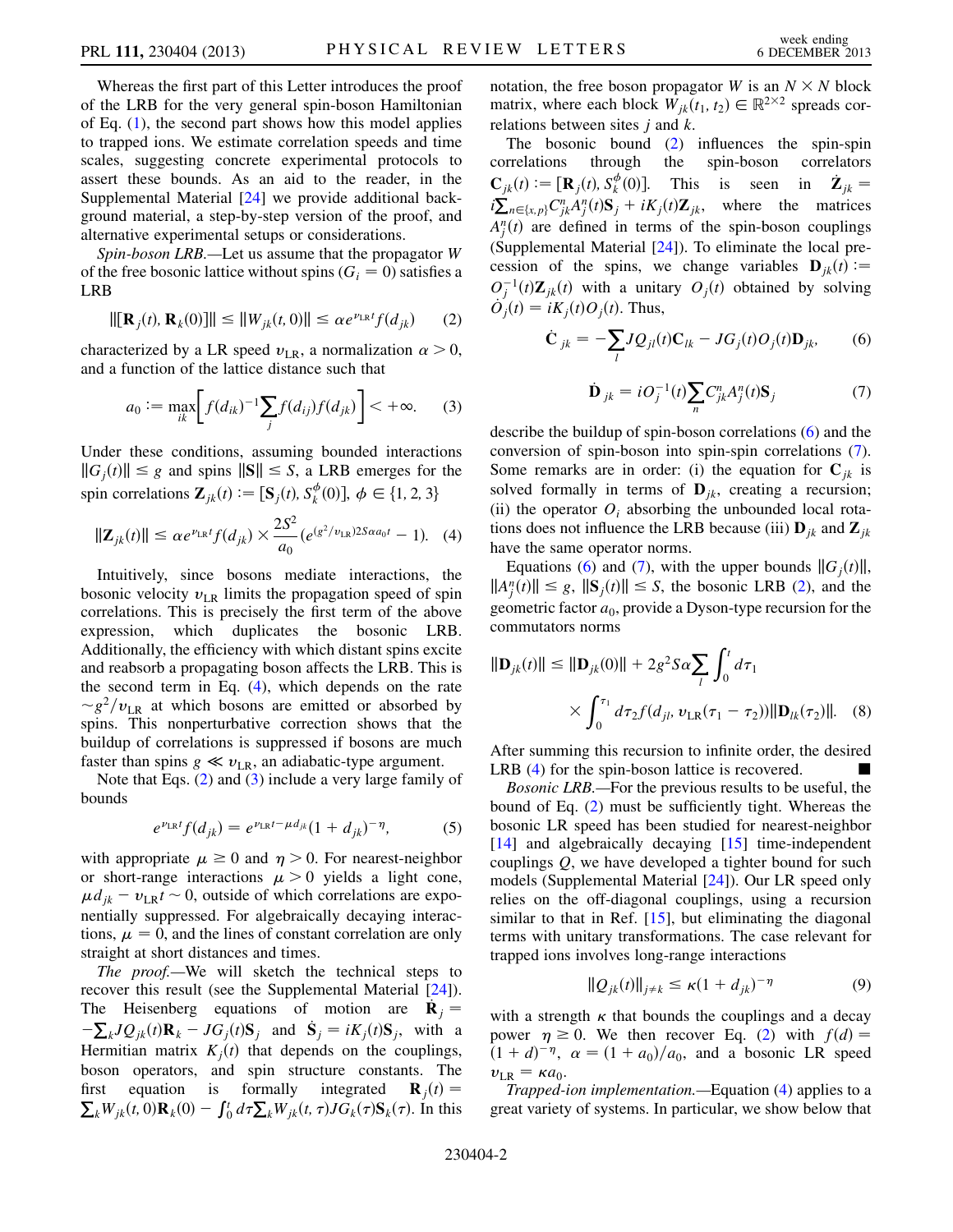Whereas the first part of this Letter introduces the proof of the LRB for the very general spin-boson Hamiltonian of Eq. (1), the second part shows how this model applies to trapped ions. We estimate correlation speeds and time scales, suggesting concrete experimental protocols to assert these bounds. As an aid to the reader, in the Supplemental Material [24] we provide additional background material, a step-by-step version of the proof, and alternative experimental setups or considerations.

*Spin-boson LRB.*—Let us assume that the propagator $W$ of the free bosonic lattice without spins ($G_i = 0$) satisfies a LRB

$$\|[\mathbf{R}_j(t), \mathbf{R}_k(0)]\| \leq \|W_{jk}(t,0)\| \leq \alpha e^{v_{\rm LR} t} f(d_{jk}) \tag{2}$$

characterized by a LR speed $v_{\rm LR}$, a normalization $\alpha > 0$, and a function of the lattice distance such that

$$a_0 := \max_{ik}\left[ f(d_{ik})^{-1} \sum_j f(d_{ij}) f(d_{jk}) \right] < +\infty. \tag{3}$$

Under these conditions, assuming bounded interactions $\|G_j(t)\| \leq g$ and spins $\|\mathbf{S}\| \leq S$, a LRB emerges for the spin correlations $\mathbf{Z}_{jk}(t) := [\mathbf{S}_j(t), S_k^{\phi}(0)]$, $\phi \in \{1,2,3\}$

$$\|\mathbf{Z}_{jk}(t)\| \leq \alpha e^{v_{\rm LR} t} f(d_{jk}) \times \frac{2S^2}{a_0}\left(e^{(g^2/v_{\rm LR})2S\alpha a_0 t} - 1\right). \tag{4}$$

Intuitively, since bosons mediate interactions, the bosonic velocity $v_{\rm LR}$ limits the propagation speed of spin correlations. This is precisely the first term of the above expression, which duplicates the bosonic LRB. Additionally, the efficiency with which distant spins excite and reabsorb a propagating boson affects the LRB. This is the second term in Eq. (4), which depends on the rate $\sim g^2/v_{\rm LR}$ at which bosons are emitted or absorbed by spins. This nonperturbative correction shows that the buildup of correlations is suppressed if bosons are much faster than spins $g \ll v_{\rm LR}$, an adiabatic-type argument.

Note that Eqs. (2) and (3) include a very large family of bounds

$$e^{v_{\rm LR} t} f(d_{jk}) = e^{v_{\rm LR} t - \mu d_{jk}} (1 + d_{jk})^{-\eta}, \tag{5}$$

with appropriate $\mu \geq 0$ and $\eta > 0$. For nearest-neighbor or short-range interactions $\mu > 0$ yields a light cone, $\mu d_{jk} - v_{\rm LR} t \sim 0$, outside of which correlations are exponentially suppressed. For algebraically decaying interactions, $\mu = 0$, and the lines of constant correlation are only straight at short distances and times.

*The proof.*—We will sketch the technical steps to recover this result (see the Supplemental Material [24]). The Heisenberg equations of motion are $\dot{\mathbf{R}}_j = -\sum_k JQ_{jk}(t)\mathbf{R}_k - JG_j(t)\mathbf{S}_j$ and $\dot{\mathbf{S}}_j = iK_j(t)\mathbf{S}_j$, with a Hermitian matrix $K_j(t)$ that depends on the couplings, boson operators, and spin structure constants. The first equation is formally integrated $\mathbf{R}_j(t) = \sum_k W_{jk}(t,0)\mathbf{R}_k(0) - \int_0^t d\tau \sum_k W_{jk}(t,\tau) JG_k(\tau)\mathbf{S}_k(\tau)$. In this notation, the free boson propagator $W$ is an $N \times N$ block matrix, where each block $W_{jk}(t_1, t_2) \in \mathbb{R}^{2\times 2}$ spreads correlations between sites $j$ and $k$.

The bosonic bound (2) influences the spin-spin correlations through the spin-boson correlators $\mathbf{C}_{jk}(t) := [\mathbf{R}_j(t), S_k^{\phi}(0)]$. This is seen in $\dot{\mathbf{Z}}_{jk} = i\sum_{n\in\{x,p\}} C_{jk}^n A_j^n(t)\mathbf{S}_j + iK_j(t)\mathbf{Z}_{jk}$, where the matrices $A_j^n(t)$ are defined in terms of the spin-boson couplings (Supplemental Material [24]). To eliminate the local precession of the spins, we change variables $\mathbf{D}_{jk}(t) := O_j^{-1}(t)\mathbf{Z}_{jk}(t)$ with a unitary $O_j(t)$ obtained by solving $\dot{O}_j(t) = iK_j(t)O_j(t)$. Thus,

$$\dot{\mathbf{C}}_{jk} = -\sum_l JQ_{jl}(t)\mathbf{C}_{lk} - JG_j(t)O_j(t)\mathbf{D}_{jk}, \tag{6}$$

$$\dot{\mathbf{D}}_{jk} = iO_j^{-1}(t)\sum_n C_{jk}^n A_j^n(t)\mathbf{S}_j \tag{7}$$

describe the buildup of spin-boson correlations (6) and the conversion of spin-boson into spin-spin correlations (7). Some remarks are in order: (i) the equation for $\mathbf{C}_{jk}$ is solved formally in terms of $\mathbf{D}_{jk}$, creating a recursion; (ii) the operator $O_i$ absorbing the unbounded local rotations does not influence the LRB because (iii) $\mathbf{D}_{jk}$ and $\mathbf{Z}_{jk}$ have the same operator norms.

Equations (6) and (7), with the upper bounds $\|G_j(t)\|$, $\|A_j^n(t)\| \leq g$, $\|\mathbf{S}_j(t)\| \leq S$, the bosonic LRB (2), and the geometric factor $a_0$, provide a Dyson-type recursion for the commutators norms

$$\|\mathbf{D}_{jk}(t)\| \leq \|\mathbf{D}_{jk}(0)\| + 2g^2 S\alpha \sum_l \int_0^t d\tau_1 \times \int_0^{\tau_1} d\tau_2 f(d_{jl}, v_{\rm LR}(\tau_1 - \tau_2))\|\mathbf{D}_{lk}(\tau_2)\|. \tag{8}$$

After summing this recursion to infinite order, the desired LRB (4) for the spin-boson lattice is recovered. ■

*Bosonic LRB.*—For the previous results to be useful, the bound of Eq. (2) must be sufficiently tight. Whereas the bosonic LR speed has been studied for nearest-neighbor [14] and algebraically decaying [15] time-independent couplings $Q$, we have developed a tighter bound for such models (Supplemental Material [24]). Our LR speed only relies on the off-diagonal couplings, using a recursion similar to that in Ref. [15], but eliminating the diagonal terms with unitary transformations. The case relevant for trapped ions involves long-range interactions

$$\|Q_{jk}(t)\|_{j\neq k} \leq \kappa(1 + d_{jk})^{-\eta} \tag{9}$$

with a strength $\kappa$ that bounds the couplings and a decay power $\eta \geq 0$. We then recover Eq. (2) with $f(d) = (1+d)^{-\eta}$, $\alpha = (1 + a_0)/a_0$, and a bosonic LR speed $v_{\rm LR} = \kappa a_0$.

*Trapped-ion implementation.*—Equation (4) applies to a great variety of systems. In particular, we show below that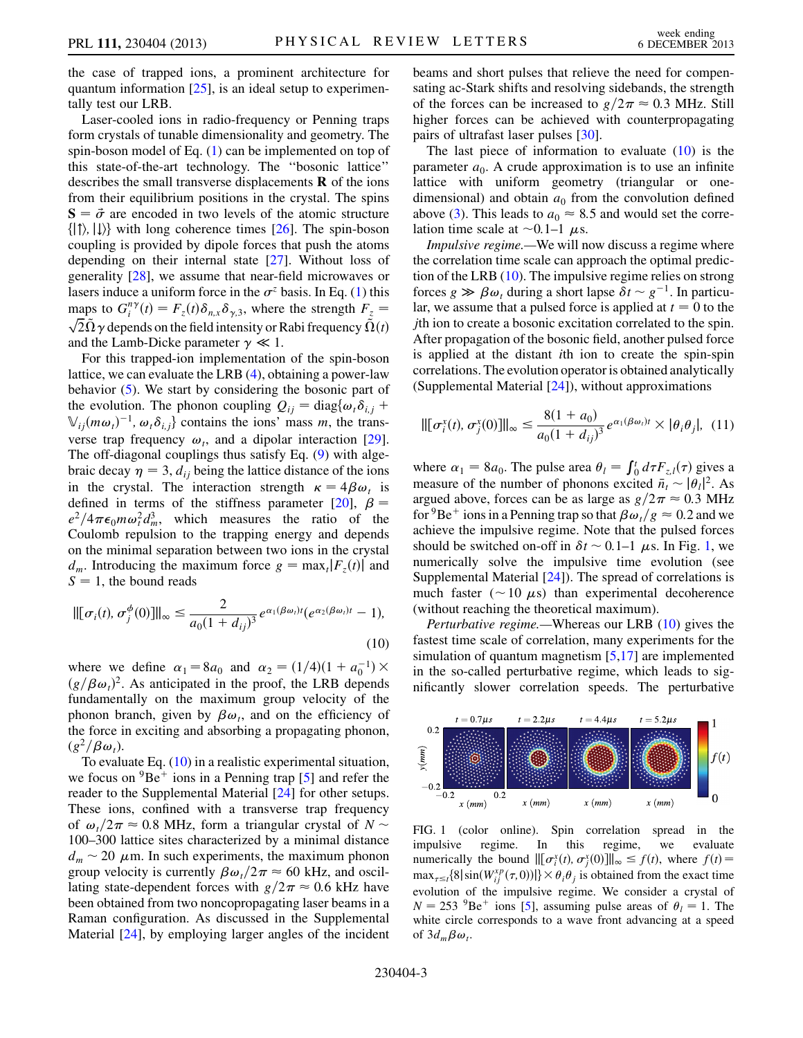the case of trapped ions, a prominent architecture for quantum information [25], is an ideal setup to experimentally test our LRB.

Laser-cooled ions in radio-frequency or Penning traps form crystals of tunable dimensionality and geometry. The spin-boson model of Eq. (1) can be implemented on top of this state-of-the-art technology. The "bosonic lattice" describes the small transverse displacements $\mathbf{R}$ of the ions from their equilibrium positions in the crystal. The spins $\mathbf{S} = \vec{\sigma}$ are encoded in two levels of the atomic structure $\{|\uparrow\rangle, |\downarrow\rangle\}$ with long coherence times [26]. The spin-boson coupling is provided by dipole forces that push the atoms depending on their internal state [27]. Without loss of generality [28], we assume that near-field microwaves or lasers induce a uniform force in the $\sigma^z$ basis. In Eq. (1) this maps to $G_i^{n\gamma}(t) = F_z(t)\delta_{n,x}\delta_{\gamma,3}$, where the strength $F_z = \sqrt{2}\tilde{\Omega}\gamma$ depends on the field intensity or Rabi frequency $\tilde{\Omega}(t)$ and the Lamb-Dicke parameter $\gamma \ll 1$.

For this trapped-ion implementation of the spin-boson lattice, we can evaluate the LRB (4), obtaining a power-law behavior (5). We start by considering the bosonic part of the evolution. The phonon coupling $Q_{ij} = \text{diag}\{\omega_t\delta_{i,j} + \mathbb{V}_{ij}(m\omega_t)^{-1}, \omega_t\delta_{i,j}\}$ contains the ions' mass $m$, the transverse trap frequency $\omega_t$, and a dipolar interaction [29]. The off-diagonal couplings thus satisfy Eq. (9) with algebraic decay $\eta = 3$, $d_{ij}$ being the lattice distance of the ions in the crystal. The interaction strength $\kappa = 4\beta\omega_t$ is defined in terms of the stiffness parameter [20], $\beta = e^2/4\pi\epsilon_0 m\omega_t^2 d_m^3$, which measures the ratio of the Coulomb repulsion to the trapping energy and depends on the minimal separation between two ions in the crystal $d_m$. Introducing the maximum force $g = \max_t|F_z(t)|$ and $S = 1$, the bound reads

$$\|[\sigma_i(t), \sigma_j^\phi(0)]\|_\infty \leq \frac{2}{a_0(1+d_{ij})^3} e^{\alpha_1(\beta\omega_t)t}(e^{\alpha_2(\beta\omega_t)t} - 1), \tag{10}$$

where we define $\alpha_1 = 8a_0$ and $\alpha_2 = (1/4)(1 + a_0^{-1}) \times (g/\beta\omega_t)^2$. As anticipated in the proof, the LRB depends fundamentally on the maximum group velocity of the phonon branch, given by $\beta\omega_t$, and on the efficiency of the force in exciting and absorbing a propagating phonon, $(g^2/\beta\omega_t)$.

To evaluate Eq. (10) in a realistic experimental situation, we focus on $^9Be^+$ ions in a Penning trap [5] and refer the reader to the Supplemental Material [24] for other setups. These ions, confined with a transverse trap frequency of $\omega_t/2\pi \approx 0.8$ MHz, form a triangular crystal of $N \sim 100$–$300$ lattice sites characterized by a minimal distance $d_m \sim 20$ $\mu$m. In such experiments, the maximum phonon group velocity is currently $\beta\omega_t/2\pi \approx 60$ kHz, and oscillating state-dependent forces with $g/2\pi \approx 0.6$ kHz have been obtained from two noncopropagating laser beams in a Raman configuration. As discussed in the Supplemental Material [24], by employing larger angles of the incident beams and short pulses that relieve the need for compensating ac-Stark shifts and resolving sidebands, the strength of the forces can be increased to $g/2\pi \approx 0.3$ MHz. Still higher forces can be achieved with counterpropagating pairs of ultrafast laser pulses [30].

The last piece of information to evaluate (10) is the parameter $a_0$. A crude approximation is to use an infinite lattice with uniform geometry (triangular or one-dimensional) and obtain $a_0$ from the convolution defined above (3). This leads to $a_0 \approx 8.5$ and would set the correlation time scale at $\sim 0.1$–$1$ $\mu$s.

*Impulsive regime.*—We will now discuss a regime where the correlation time scale can approach the optimal prediction of the LRB (10). The impulsive regime relies on strong forces $g \gg \beta\omega_t$ during a short lapse $\delta t \sim g^{-1}$. In particular, we assume that a pulsed force is applied at $t = 0$ to the $j$th ion to create a bosonic excitation correlated to the spin. After propagation of the bosonic field, another pulsed force is applied at the distant $i$th ion to create the spin-spin correlations. The evolution operator is obtained analytically (Supplemental Material [24]), without approximations

$$\|[\sigma_i^x(t), \sigma_j^x(0)]\|_\infty \leq \frac{8(1+a_0)}{a_0(1+d_{ij})^3} e^{\alpha_1(\beta\omega_t)t} \times |\theta_i\theta_j|, \tag{11}$$

where $\alpha_1 = 8a_0$. The pulse area $\theta_l = \int_0^t d\tau F_{z,l}(\tau)$ gives a measure of the number of phonons excited $\bar{n}_t \sim |\theta_l|^2$. As argued above, forces can be as large as $g/2\pi \approx 0.3$ MHz for $^9Be^+$ ions in a Penning trap so that $\beta\omega_t/g \approx 0.2$ and we achieve the impulsive regime. Note that the pulsed forces should be switched on-off in $\delta t \sim 0.1$–$1$ $\mu$s. In Fig. 1, we numerically solve the impulsive time evolution (see Supplemental Material [24]). The spread of correlations is much faster ($\sim 10$ $\mu$s) than experimental decoherence (without reaching the theoretical maximum).

*Perturbative regime.*—Whereas our LRB (10) gives the fastest time scale of correlation, many experiments for the simulation of quantum magnetism [5,17] are implemented in the so-called perturbative regime, which leads to significantly slower correlation speeds. The perturbative

FIG. 1 (color online). Spin correlation spread in the impulsive regime. In this regime, we evaluate numerically the bound $\|[\sigma_i^x(t), \sigma_j^x(0)]\|_\infty \leq f(t)$, where $f(t) = \max_{\tau \leq t}\{8|\sin(W_{ij}^{xp}(\tau, 0))|\} \times \theta_i\theta_j$ is obtained from the exact time evolution of the impulsive regime. We consider a crystal of $N = 253$ $^9Be^+$ ions [5], assuming pulse areas of $\theta_l = 1$. The white circle corresponds to a wave front advancing at a speed of $3d_m\beta\omega_t$.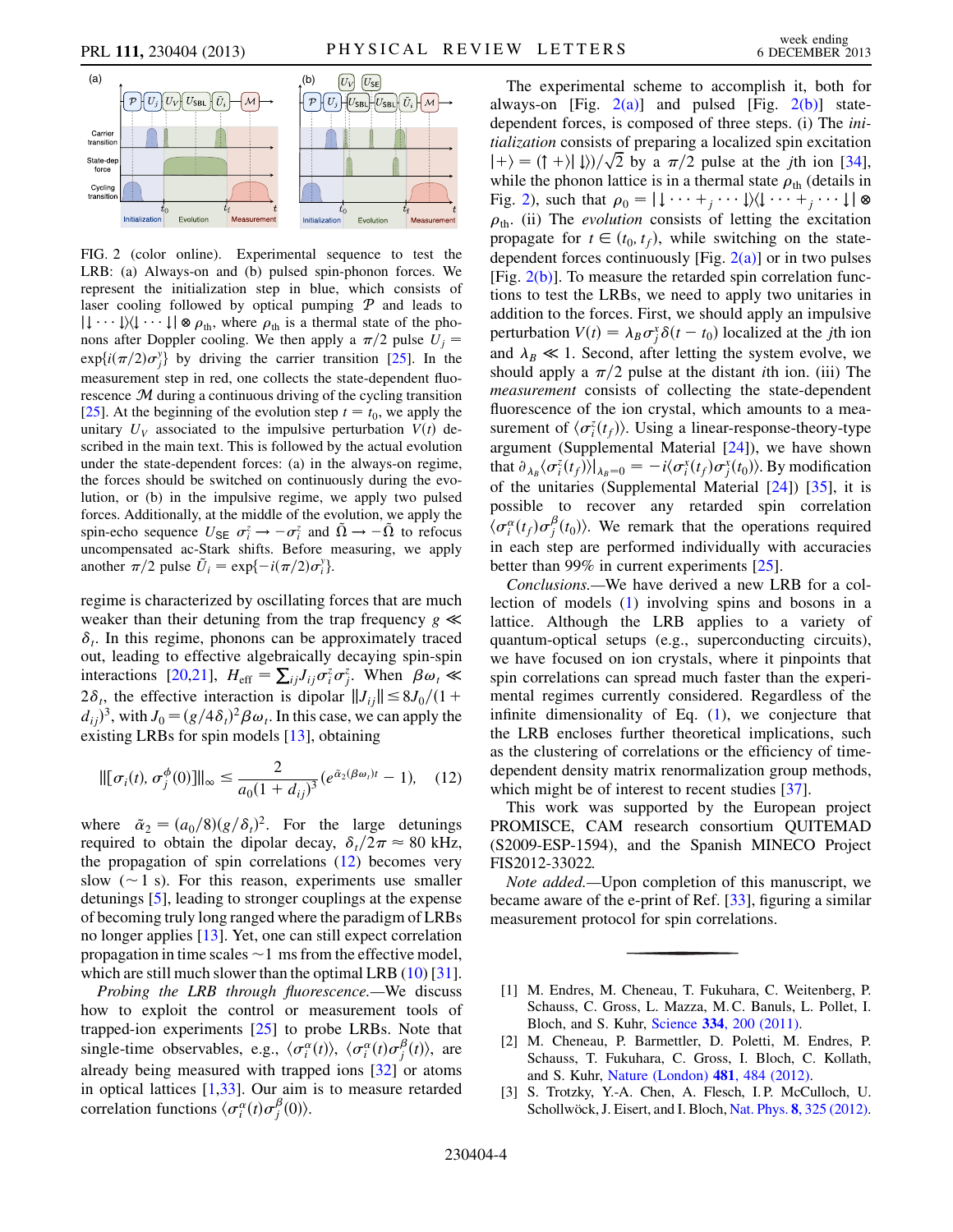FIG. 2 (color online). Experimental sequence to test the LRB: (a) Always-on and (b) pulsed spin-phonon forces. We represent the initialization step in blue, which consists of laser cooling followed by optical pumping $\mathcal{P}$ and leads to $|\downarrow\cdots\downarrow\rangle\langle\downarrow\cdots\downarrow|\otimes\rho_{\rm th}$, where $\rho_{\rm th}$ is a thermal state of the phonons after Doppler cooling. We then apply a $\pi/2$ pulse $U_j = \exp\{i(\pi/2)\sigma_j^y\}$ by driving the carrier transition [25]. In the measurement step in red, one collects the state-dependent fluorescence $\mathcal{M}$ during a continuous driving of the cycling transition [25]. At the beginning of the evolution step $t = t_0$, we apply the unitary $U_V$ associated to the impulsive perturbation $V(t)$ described in the main text. This is followed by the actual evolution under the state-dependent forces: (a) in the always-on regime, the forces should be switched on continuously during the evolution, or (b) in the impulsive regime, we apply two pulsed forces. Additionally, at the middle of the evolution, we apply the spin-echo sequence $U_{\rm SE}$ $\sigma_i^z \to -\sigma_i^z$ and $\tilde{\Omega} \to -\tilde{\Omega}$ to refocus uncompensated ac-Stark shifts. Before measuring, we apply another $\pi/2$ pulse $\tilde{U}_i = \exp\{-i(\pi/2)\sigma_i^y\}$.

regime is characterized by oscillating forces that are much weaker than their detuning from the trap frequency $g \ll \delta_t$. In this regime, phonons can be approximately traced out, leading to effective algebraically decaying spin-spin interactions [20,21], $H_{\rm eff} = \sum_{ij} J_{ij}\sigma_i^z\sigma_j^z$. When $\beta\omega_t \ll 2\delta_t$, the effective interaction is dipolar $\|J_{ij}\| \leq 8J_0/(1+d_{ij})^3$, with $J_0 = (g/4\delta_t)^2\beta\omega_t$. In this case, we can apply the existing LRBs for spin models [13], obtaining

$$\|[\sigma_i(t), \sigma_j^\phi(0)]\|_\infty \leq \frac{2}{a_0(1+d_{ij})^3}(e^{\tilde{\alpha}_2(\beta\omega_t)t} - 1), \quad (12)$$

where $\tilde{\alpha}_2 = (a_0/8)(g/\delta_t)^2$. For the large detunings required to obtain the dipolar decay, $\delta_t/2\pi \approx 80$ kHz, the propagation of spin correlations (12) becomes very slow ($\sim 1$ s). For this reason, experiments use smaller detunings [5], leading to stronger couplings at the expense of becoming truly long ranged where the paradigm of LRBs no longer applies [13]. Yet, one can still expect correlation propagation in time scales $\sim 1$ ms from the effective model, which are still much slower than the optimal LRB (10) [31].

*Probing the LRB through fluorescence.*—We discuss how to exploit the control or measurement tools of trapped-ion experiments [25] to probe LRBs. Note that single-time observables, e.g., $\langle\sigma_i^\alpha(t)\rangle$, $\langle\sigma_i^\alpha(t)\sigma_j^\beta(t)\rangle$, are already being measured with trapped ions [32] or atoms in optical lattices [1,33]. Our aim is to measure retarded correlation functions $\langle\sigma_i^\alpha(t)\sigma_j^\beta(0)\rangle$.

The experimental scheme to accomplish it, both for always-on [Fig. 2(a)] and pulsed [Fig. 2(b)] state-dependent forces, is composed of three steps. (i) The *initialization* consists of preparing a localized spin excitation $|+\rangle = (|\uparrow+\rangle|\downarrow\rangle)/\sqrt{2}$ by a $\pi/2$ pulse at the $j$th ion [34], while the phonon lattice is in a thermal state $\rho_{\rm th}$ (details in Fig. 2), such that $\rho_0 = |\downarrow\cdots+_j\cdots\downarrow\rangle\langle\downarrow\cdots+_j\cdots\downarrow|\otimes\rho_{\rm th}$. (ii) The *evolution* consists of letting the excitation propagate for $t\in(t_0,t_f)$, while switching on the state-dependent forces continuously [Fig. 2(a)] or in two pulses [Fig. 2(b)]. To measure the retarded spin correlation functions to test the LRBs, we need to apply two unitaries in addition to the forces. First, we should apply an impulsive perturbation $V(t) = \lambda_B\sigma_j^x\delta(t-t_0)$ localized at the $j$th ion and $\lambda_B \ll 1$. Second, after letting the system evolve, we should apply a $\pi/2$ pulse at the distant $i$th ion. (iii) The *measurement* consists of collecting the state-dependent fluorescence of the ion crystal, which amounts to a measurement of $\langle\sigma_i^z(t_f)\rangle$. Using a linear-response-theory-type argument (Supplemental Material [24]), we have shown that $\partial_{\lambda_B}\langle\sigma_i^z(t_f)\rangle|_{\lambda_B=0} = -i\langle\sigma_i^x(t_f)\sigma_j^x(t_0)\rangle$. By modification of the unitaries (Supplemental Material [24]) [35], it is possible to recover any retarded spin correlation $\langle\sigma_i^\alpha(t_f)\sigma_j^\beta(t_0)\rangle$. We remark that the operations required in each step are performed individually with accuracies better than 99% in current experiments [25].

*Conclusions.*—We have derived a new LRB for a collection of models (1) involving spins and bosons in a lattice. Although the LRB applies to a variety of quantum-optical setups (e.g., superconducting circuits), we have focused on ion crystals, where it pinpoints that spin correlations can spread much faster than the experimental regimes currently considered. Regardless of the infinite dimensionality of Eq. (1), we conjecture that the LRB encloses further theoretical implications, such as the clustering of correlations or the efficiency of time-dependent density matrix renormalization group methods, which might be of interest to recent studies [37].

This work was supported by the European project PROMISCE, CAM research consortium QUITEMAD (S2009-ESP-1594), and the Spanish MINECO Project FIS2012-33022.

*Note added.*—Upon completion of this manuscript, we became aware of the e-print of Ref. [33], figuring a similar measurement protocol for spin correlations.

[1] M. Endres, M. Cheneau, T. Fukuhara, C. Weitenberg, P. Schauss, C. Gross, L. Mazza, M. C. Banuls, L. Pollet, I. Bloch, and S. Kuhr, Science **334**, 200 (2011).

[2] M. Cheneau, P. Barmettler, D. Poletti, M. Endres, P. Schauss, T. Fukuhara, C. Gross, I. Bloch, C. Kollath, and S. Kuhr, Nature (London) **481**, 484 (2012).

[3] S. Trotzky, Y.-A. Chen, A. Flesch, I. P. McCulloch, U. Schollwöck, J. Eisert, and I. Bloch, Nat. Phys. **8**, 325 (2012).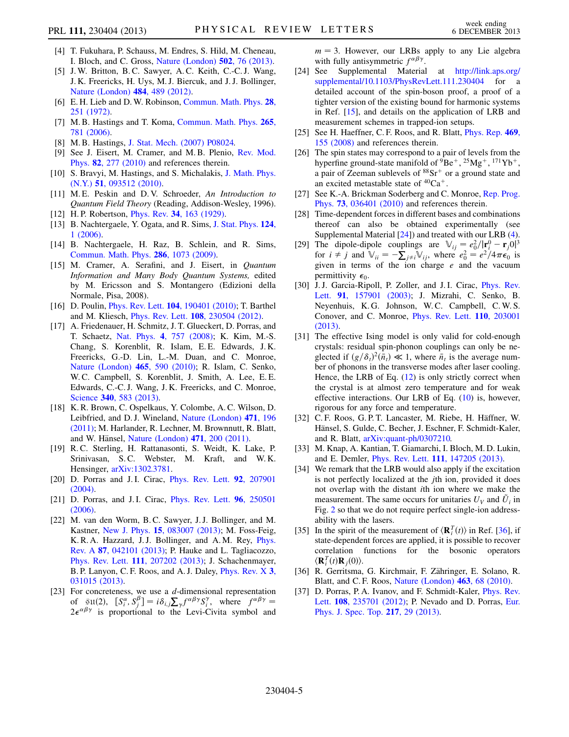[4] T. Fukuhara, P. Schauss, M. Endres, S. Hild, M. Cheneau, I. Bloch, and C. Gross, Nature (London) **502**, 76 (2013).

[5] J. W. Britton, B. C. Sawyer, A. C. Keith, C.-C. J. Wang, J. K. Freericks, H. Uys, M. J. Biercuk, and J. J. Bollinger, Nature (London) **484**, 489 (2012).

[6] E. H. Lieb and D. W. Robinson, Commun. Math. Phys. **28**, 251 (1972).

[7] M. B. Hastings and T. Koma, Commun. Math. Phys. **265**, 781 (2006).

[8] M. B. Hastings, J. Stat. Mech. (2007) P08024.

[9] See J. Eisert, M. Cramer, and M. B. Plenio, Rev. Mod. Phys. **82**, 277 (2010) and references therein.

[10] S. Bravyi, M. Hastings, and S. Michalakis, J. Math. Phys. (N.Y.) **51**, 093512 (2010).

[11] M. E. Peskin and D. V. Schroeder, *An Introduction to Quantum Field Theory* (Reading, Addison-Wesley, 1996).

[12] H. P. Robertson, Phys. Rev. **34**, 163 (1929).

[13] B. Nachtergaele, Y. Ogata, and R. Sims, J. Stat. Phys. **124**, 1 (2006).

[14] B. Nachtergaele, H. Raz, B. Schlein, and R. Sims, Commun. Math. Phys. **286**, 1073 (2009).

[15] M. Cramer, A. Serafini, and J. Eisert, in *Quantum Information and Many Body Quantum Systems,* edited by M. Ericsson and S. Montangero (Edizioni della Normale, Pisa, 2008).

[16] D. Poulin, Phys. Rev. Lett. **104**, 190401 (2010); T. Barthel and M. Kliesch, Phys. Rev. Lett. **108**, 230504 (2012).

[17] A. Friedenauer, H. Schmitz, J. T. Glueckert, D. Porras, and T. Schaetz, Nat. Phys. **4**, 757 (2008); K. Kim, M.-S. Chang, S. Korenblit, R. Islam, E. E. Edwards, J. K. Freericks, G.-D. Lin, L.-M. Duan, and C. Monroe, Nature (London) **465**, 590 (2010); R. Islam, C. Senko, W. C. Campbell, S. Korenblit, J. Smith, A. Lee, E. E. Edwards, C.-C. J. Wang, J. K. Freericks, and C. Monroe, Science **340**, 583 (2013).

[18] K. R. Brown, C. Ospelkaus, Y. Colombe, A. C. Wilson, D. Leibfried, and D. J. Wineland, Nature (London) **471**, 196 (2011); M. Harlander, R. Lechner, M. Brownnutt, R. Blatt, and W. Hänsel, Nature (London) **471**, 200 (2011).

[19] R. C. Sterling, H. Rattanasonti, S. Weidt, K. Lake, P. Srinivasan, S. C. Webster, M. Kraft, and W. K. Hensinger, arXiv:1302.3781.

[20] D. Porras and J. I. Cirac, Phys. Rev. Lett. **92**, 207901 (2004).

[21] D. Porras, and J. I. Cirac, Phys. Rev. Lett. **96**, 250501 (2006).

[22] M. van den Worm, B. C. Sawyer, J. J. Bollinger, and M. Kastner, New J. Phys. **15**, 083007 (2013); M. Foss-Feig, K. R. A. Hazzard, J. J. Bollinger, and A. M. Rey, Phys. Rev. A **87**, 042101 (2013); P. Hauke and L. Tagliacozzo, Phys. Rev. Lett. **111**, 207202 (2013); J. Schachenmayer, B. P. Lanyon, C. F. Roos, and A. J. Daley, Phys. Rev. X **3**, 031015 (2013).

[23] For concreteness, we use a $d$-dimensional representation of $\mathfrak{su}(2)$, $[S_i^\alpha, S_j^\beta] = i\delta_{i,j}\sum_\gamma f^{\alpha\beta\gamma} S_i^\gamma$, where $f^{\alpha\beta\gamma} = 2\epsilon^{\alpha\beta\gamma}$ is proportional to the Levi-Civita symbol and $m = 3$. However, our LRBs apply to any Lie algebra with fully antisymmetric $f^{\alpha\beta\gamma}$.

[24] See Supplemental Material at http://link.aps.org/supplemental/10.1103/PhysRevLett.111.230404 for a detailed account of the spin-boson proof, a proof of a tighter version of the existing bound for harmonic systems in Ref. [15], and details on the application of LRB and measurement schemes in trapped-ion setups.

[25] See H. Haeffner, C. F. Roos, and R. Blatt, Phys. Rep. **469**, 155 (2008) and references therein.

[26] The spin states may correspond to a pair of levels from the hyperfine ground-state manifold of $^9$Be$^+$, $^{25}$Mg$^+$, $^{171}$Yb$^+$, a pair of Zeeman sublevels of $^{88}$Sr$^+$ or a ground state and an excited metastable state of $^{40}$Ca$^+$.

[27] See K.-A. Brickman Soderberg and C. Monroe, Rep. Prog. Phys. **73**, 036401 (2010) and references therein.

[28] Time-dependent forces in different bases and combinations thereof can also be obtained experimentally (see Supplemental Material [24]) and treated with our LRB (4).

[29] The dipole-dipole couplings are $\mathbb{V}_{ij} = e_0^2/|\mathbf{r}_i^0 - \mathbf{r}_j0|^3$ for $i \neq j$ and $\mathbb{V}_{ii} = -\sum_{j\neq i}\mathbb{V}_{ij}$, where $e_0^2 = e^2/4\pi\epsilon_0$ is given in terms of the ion charge $e$ and the vacuum permittivity $\epsilon_0$.

[30] J. J. Garcia-Ripoll, P. Zoller, and J. I. Cirac, Phys. Rev. Lett. **91**, 157901 (2003); J. Mizrahi, C. Senko, B. Neyenhuis, K. G. Johnson, W. C. Campbell, C. W. S. Conover, and C. Monroe, Phys. Rev. Lett. **110**, 203001 (2013).

[31] The effective Ising model is only valid for cold-enough crystals: residual spin-phonon couplings can only be neglected if $(g/\delta_t)^2(\bar{n}_t) \ll 1$, where $\bar{n}_t$ is the average number of phonons in the transverse modes after laser cooling. Hence, the LRB of Eq. (12) is only strictly correct when the crystal is at almost zero temperature and for weak effective interactions. Our LRB of Eq. (10) is, however, rigorous for any force and temperature.

[32] C. F. Roos, G. P. T. Lancaster, M. Riebe, H. Häffner, W. Hänsel, S. Gulde, C. Becher, J. Eschner, F. Schmidt-Kaler, and R. Blatt, arXiv:quant-ph/0307210.

[33] M. Knap, A. Kantian, T. Giamarchi, I. Bloch, M. D. Lukin, and E. Demler, Phys. Rev. Lett. **111**, 147205 (2013).

[34] We remark that the LRB would also apply if the excitation is not perfectly localized at the $j$th ion, provided it does not overlap with the distant $i$th ion where we make the measurement. The same occurs for unitaries $U_V$ and $\tilde{U}_i$ in Fig. 2 so that we do not require perfect single-ion addressability with the lasers.

[35] In the spirit of the measurement of $\langle \mathbf{R}_i^T(t)\rangle$ in Ref. [36], if state-dependent forces are applied, it is possible to recover correlation functions for the bosonic operators $\langle \mathbf{R}_i^T(t)\mathbf{R}_j(0)\rangle$.

[36] R. Gerritsma, G. Kirchmair, F. Zähringer, E. Solano, R. Blatt, and C. F. Roos, Nature (London) **463**, 68 (2010).

[37] D. Porras, P. A. Ivanov, and F. Schmidt-Kaler, Phys. Rev. Lett. **108**, 235701 (2012); P. Nevado and D. Porras, Eur. Phys. J. Spec. Top. **217**, 29 (2013).